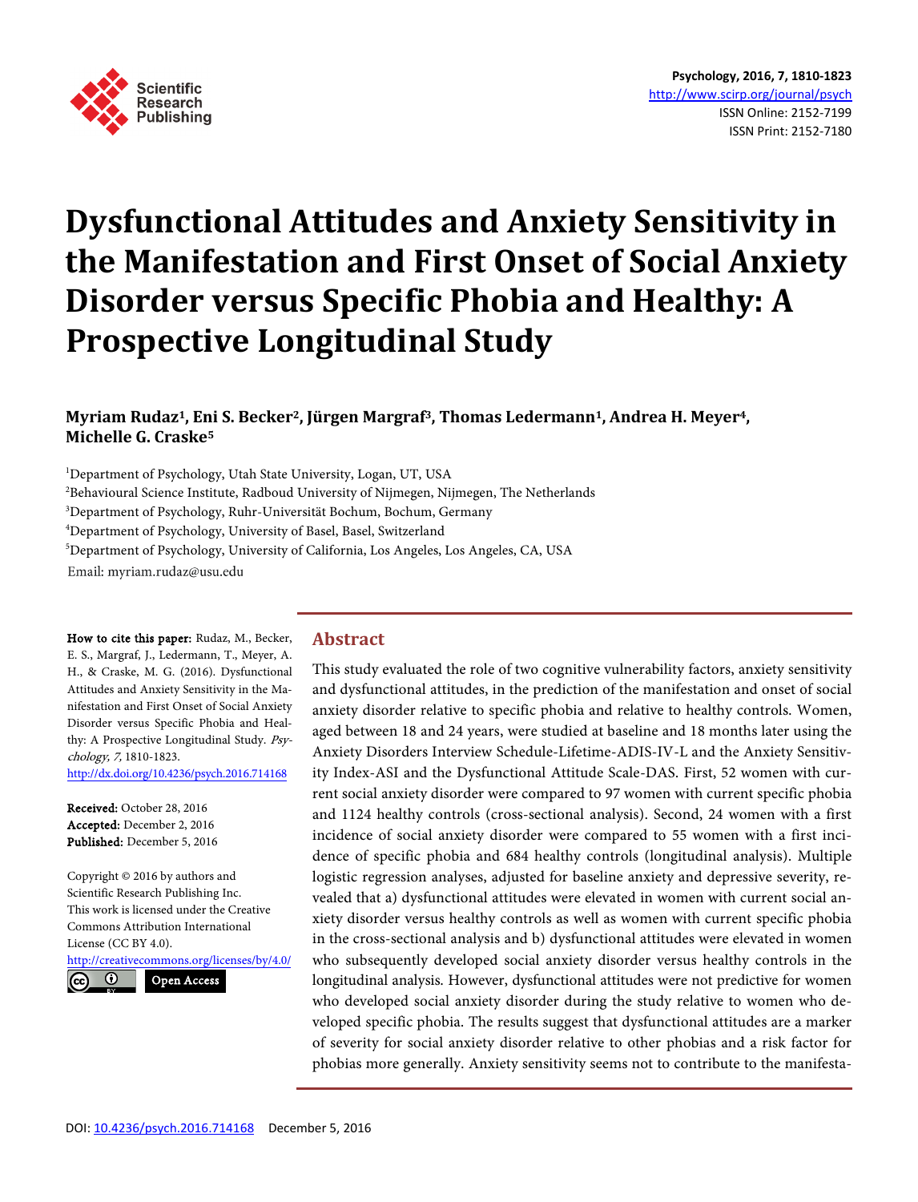# Dysfunctional Attitudes and Anxiety Sensitivity in the Manifestation and First Onset of Social Anxiety Disorder versus Specific Phobia and Healthy: A Prospective Longitudinal Study

**Myriam Rudaz[1], Eni S. Becker[2], Jürgen Margraf[3], Thomas Ledermann[1], Andrea H. Meyer[4], Michelle G. Craske[5]**

[1]Department of Psychology, Utah State University, Logan, UT, USA
[2]Behavioural Science Institute, Radboud University of Nijmegen, Nijmegen, The Netherlands
[3]Department of Psychology, Ruhr-Universität Bochum, Bochum, Germany
[4]Department of Psychology, University of Basel, Basel, Switzerland
[5]Department of Psychology, University of California, Los Angeles, Los Angeles, CA, USA

Email: myriam.rudaz@usu.edu

**How to cite this paper:** Rudaz, M., Becker, E. S., Margraf, J., Ledermann, T., Meyer, A. H., & Craske, M. G. (2016). Dysfunctional Attitudes and Anxiety Sensitivity in the Manifestation and First Onset of Social Anxiety Disorder versus Specific Phobia and Healthy: A Prospective Longitudinal Study. *Psychology, 7,* 1810-1823.
http://dx.doi.org/10.4236/psych.2016.714168

**Received:** October 28, 2016
**Accepted:** December 2, 2016
**Published:** December 5, 2016

Copyright © 2016 by authors and Scientific Research Publishing Inc.
This work is licensed under the Creative Commons Attribution International License (CC BY 4.0).
http://creativecommons.org/licenses/by/4.0/

Open Access

## Abstract

This study evaluated the role of two cognitive vulnerability factors, anxiety sensitivity and dysfunctional attitudes, in the prediction of the manifestation and onset of social anxiety disorder relative to specific phobia and relative to healthy controls. Women, aged between 18 and 24 years, were studied at baseline and 18 months later using the Anxiety Disorders Interview Schedule-Lifetime-ADIS-IV-L and the Anxiety Sensitivity Index-ASI and the Dysfunctional Attitude Scale-DAS. First, 52 women with current social anxiety disorder were compared to 97 women with current specific phobia and 1124 healthy controls (cross-sectional analysis). Second, 24 women with a first incidence of social anxiety disorder were compared to 55 women with a first incidence of specific phobia and 684 healthy controls (longitudinal analysis). Multiple logistic regression analyses, adjusted for baseline anxiety and depressive severity, revealed that a) dysfunctional attitudes were elevated in women with current social anxiety disorder versus healthy controls as well as women with current specific phobia in the cross-sectional analysis and b) dysfunctional attitudes were elevated in women who subsequently developed social anxiety disorder versus healthy controls in the longitudinal analysis. However, dysfunctional attitudes were not predictive for women who developed social anxiety disorder during the study relative to women who developed specific phobia. The results suggest that dysfunctional attitudes are a marker of severity for social anxiety disorder relative to other phobias and a risk factor for phobias more generally. Anxiety sensitivity seems not to contribute to the manifesta-

DOI: 10.4236/psych.2016.714168 December 5, 2016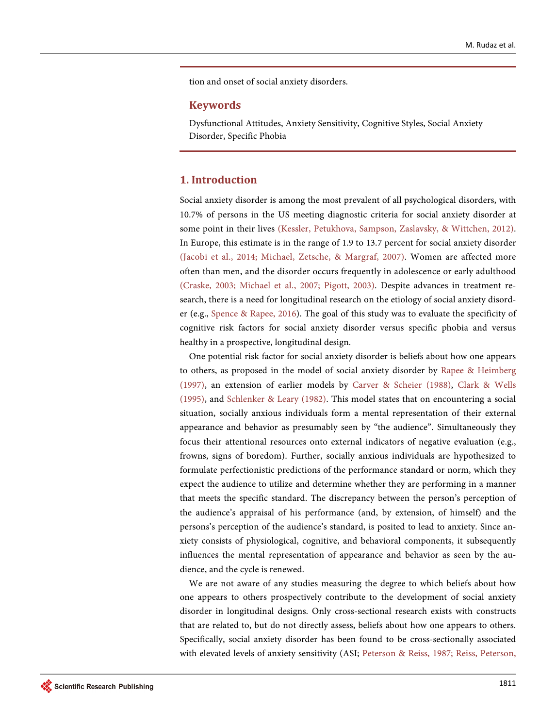tion and onset of social anxiety disorders.

## Keywords

Dysfunctional Attitudes, Anxiety Sensitivity, Cognitive Styles, Social Anxiety Disorder, Specific Phobia

## 1. Introduction

Social anxiety disorder is among the most prevalent of all psychological disorders, with 10.7% of persons in the US meeting diagnostic criteria for social anxiety disorder at some point in their lives (Kessler, Petukhova, Sampson, Zaslavsky, & Wittchen, 2012). In Europe, this estimate is in the range of 1.9 to 13.7 percent for social anxiety disorder (Jacobi et al., 2014; Michael, Zetsche, & Margraf, 2007). Women are affected more often than men, and the disorder occurs frequently in adolescence or early adulthood (Craske, 2003; Michael et al., 2007; Pigott, 2003). Despite advances in treatment research, there is a need for longitudinal research on the etiology of social anxiety disorder (e.g., Spence & Rapee, 2016). The goal of this study was to evaluate the specificity of cognitive risk factors for social anxiety disorder versus specific phobia and versus healthy in a prospective, longitudinal design.

One potential risk factor for social anxiety disorder is beliefs about how one appears to others, as proposed in the model of social anxiety disorder by Rapee & Heimberg (1997), an extension of earlier models by Carver & Scheier (1988), Clark & Wells (1995), and Schlenker & Leary (1982). This model states that on encountering a social situation, socially anxious individuals form a mental representation of their external appearance and behavior as presumably seen by "the audience". Simultaneously they focus their attentional resources onto external indicators of negative evaluation (e.g., frowns, signs of boredom). Further, socially anxious individuals are hypothesized to formulate perfectionistic predictions of the performance standard or norm, which they expect the audience to utilize and determine whether they are performing in a manner that meets the specific standard. The discrepancy between the person's perception of the audience's appraisal of his performance (and, by extension, of himself) and the persons's perception of the audience's standard, is posited to lead to anxiety. Since anxiety consists of physiological, cognitive, and behavioral components, it subsequently influences the mental representation of appearance and behavior as seen by the audience, and the cycle is renewed.

We are not aware of any studies measuring the degree to which beliefs about how one appears to others prospectively contribute to the development of social anxiety disorder in longitudinal designs. Only cross-sectional research exists with constructs that are related to, but do not directly assess, beliefs about how one appears to others. Specifically, social anxiety disorder has been found to be cross-sectionally associated with elevated levels of anxiety sensitivity (ASI; Peterson & Reiss, 1987; Reiss, Peterson,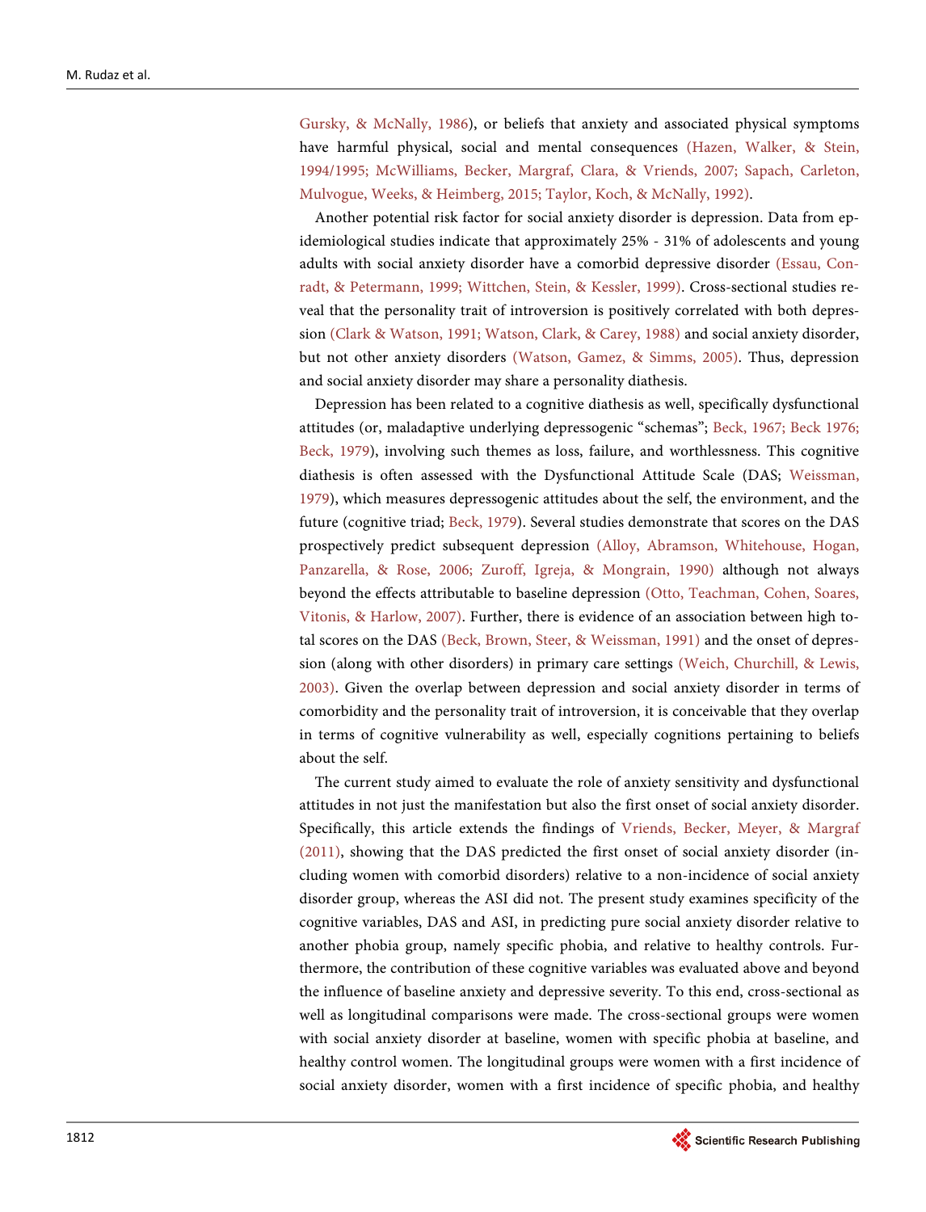Gursky, & McNally, 1986), or beliefs that anxiety and associated physical symptoms have harmful physical, social and mental consequences (Hazen, Walker, & Stein, 1994/1995; McWilliams, Becker, Margraf, Clara, & Vriends, 2007; Sapach, Carleton, Mulvogue, Weeks, & Heimberg, 2015; Taylor, Koch, & McNally, 1992).

Another potential risk factor for social anxiety disorder is depression. Data from epidemiological studies indicate that approximately 25% - 31% of adolescents and young adults with social anxiety disorder have a comorbid depressive disorder (Essau, Conradt, & Petermann, 1999; Wittchen, Stein, & Kessler, 1999). Cross-sectional studies reveal that the personality trait of introversion is positively correlated with both depression (Clark & Watson, 1991; Watson, Clark, & Carey, 1988) and social anxiety disorder, but not other anxiety disorders (Watson, Gamez, & Simms, 2005). Thus, depression and social anxiety disorder may share a personality diathesis.

Depression has been related to a cognitive diathesis as well, specifically dysfunctional attitudes (or, maladaptive underlying depressogenic "schemas"; Beck, 1967; Beck 1976; Beck, 1979), involving such themes as loss, failure, and worthlessness. This cognitive diathesis is often assessed with the Dysfunctional Attitude Scale (DAS; Weissman, 1979), which measures depressogenic attitudes about the self, the environment, and the future (cognitive triad; Beck, 1979). Several studies demonstrate that scores on the DAS prospectively predict subsequent depression (Alloy, Abramson, Whitehouse, Hogan, Panzarella, & Rose, 2006; Zuroff, Igreja, & Mongrain, 1990) although not always beyond the effects attributable to baseline depression (Otto, Teachman, Cohen, Soares, Vitonis, & Harlow, 2007). Further, there is evidence of an association between high total scores on the DAS (Beck, Brown, Steer, & Weissman, 1991) and the onset of depression (along with other disorders) in primary care settings (Weich, Churchill, & Lewis, 2003). Given the overlap between depression and social anxiety disorder in terms of comorbidity and the personality trait of introversion, it is conceivable that they overlap in terms of cognitive vulnerability as well, especially cognitions pertaining to beliefs about the self.

The current study aimed to evaluate the role of anxiety sensitivity and dysfunctional attitudes in not just the manifestation but also the first onset of social anxiety disorder. Specifically, this article extends the findings of Vriends, Becker, Meyer, & Margraf (2011), showing that the DAS predicted the first onset of social anxiety disorder (including women with comorbid disorders) relative to a non-incidence of social anxiety disorder group, whereas the ASI did not. The present study examines specificity of the cognitive variables, DAS and ASI, in predicting pure social anxiety disorder relative to another phobia group, namely specific phobia, and relative to healthy controls. Furthermore, the contribution of these cognitive variables was evaluated above and beyond the influence of baseline anxiety and depressive severity. To this end, cross-sectional as well as longitudinal comparisons were made. The cross-sectional groups were women with social anxiety disorder at baseline, women with specific phobia at baseline, and healthy control women. The longitudinal groups were women with a first incidence of social anxiety disorder, women with a first incidence of specific phobia, and healthy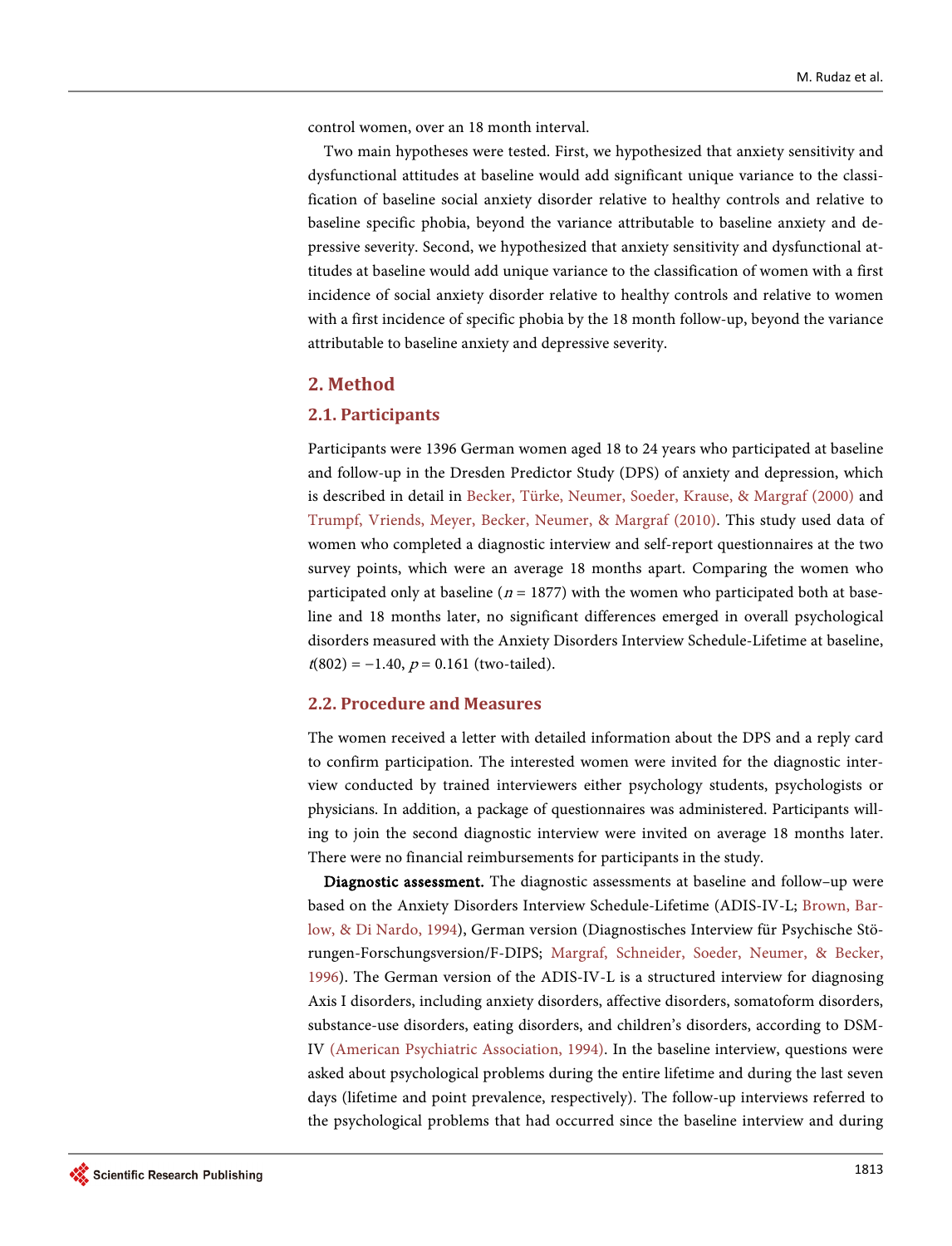control women, over an 18 month interval.

Two main hypotheses were tested. First, we hypothesized that anxiety sensitivity and dysfunctional attitudes at baseline would add significant unique variance to the classification of baseline social anxiety disorder relative to healthy controls and relative to baseline specific phobia, beyond the variance attributable to baseline anxiety and depressive severity. Second, we hypothesized that anxiety sensitivity and dysfunctional attitudes at baseline would add unique variance to the classification of women with a first incidence of social anxiety disorder relative to healthy controls and relative to women with a first incidence of specific phobia by the 18 month follow-up, beyond the variance attributable to baseline anxiety and depressive severity.

## 2. Method

### 2.1. Participants

Participants were 1396 German women aged 18 to 24 years who participated at baseline and follow-up in the Dresden Predictor Study (DPS) of anxiety and depression, which is described in detail in Becker, Türke, Neumer, Soeder, Krause, & Margraf (2000) and Trumpf, Vriends, Meyer, Becker, Neumer, & Margraf (2010). This study used data of women who completed a diagnostic interview and self-report questionnaires at the two survey points, which were an average 18 months apart. Comparing the women who participated only at baseline ($n = 1877$) with the women who participated both at baseline and 18 months later, no significant differences emerged in overall psychological disorders measured with the Anxiety Disorders Interview Schedule-Lifetime at baseline, $t(802) = -1.40$, $p = 0.161$ (two-tailed).

### 2.2. Procedure and Measures

The women received a letter with detailed information about the DPS and a reply card to confirm participation. The interested women were invited for the diagnostic interview conducted by trained interviewers either psychology students, psychologists or physicians. In addition, a package of questionnaires was administered. Participants willing to join the second diagnostic interview were invited on average 18 months later. There were no financial reimbursements for participants in the study.

**Diagnostic assessment.** The diagnostic assessments at baseline and follow–up were based on the Anxiety Disorders Interview Schedule-Lifetime (ADIS-IV-L; Brown, Barlow, & Di Nardo, 1994), German version (Diagnostisches Interview für Psychische Störungen-Forschungsversion/F-DIPS; Margraf, Schneider, Soeder, Neumer, & Becker, 1996). The German version of the ADIS-IV-L is a structured interview for diagnosing Axis I disorders, including anxiety disorders, affective disorders, somatoform disorders, substance-use disorders, eating disorders, and children's disorders, according to DSM-IV (American Psychiatric Association, 1994). In the baseline interview, questions were asked about psychological problems during the entire lifetime and during the last seven days (lifetime and point prevalence, respectively). The follow-up interviews referred to the psychological problems that had occurred since the baseline interview and during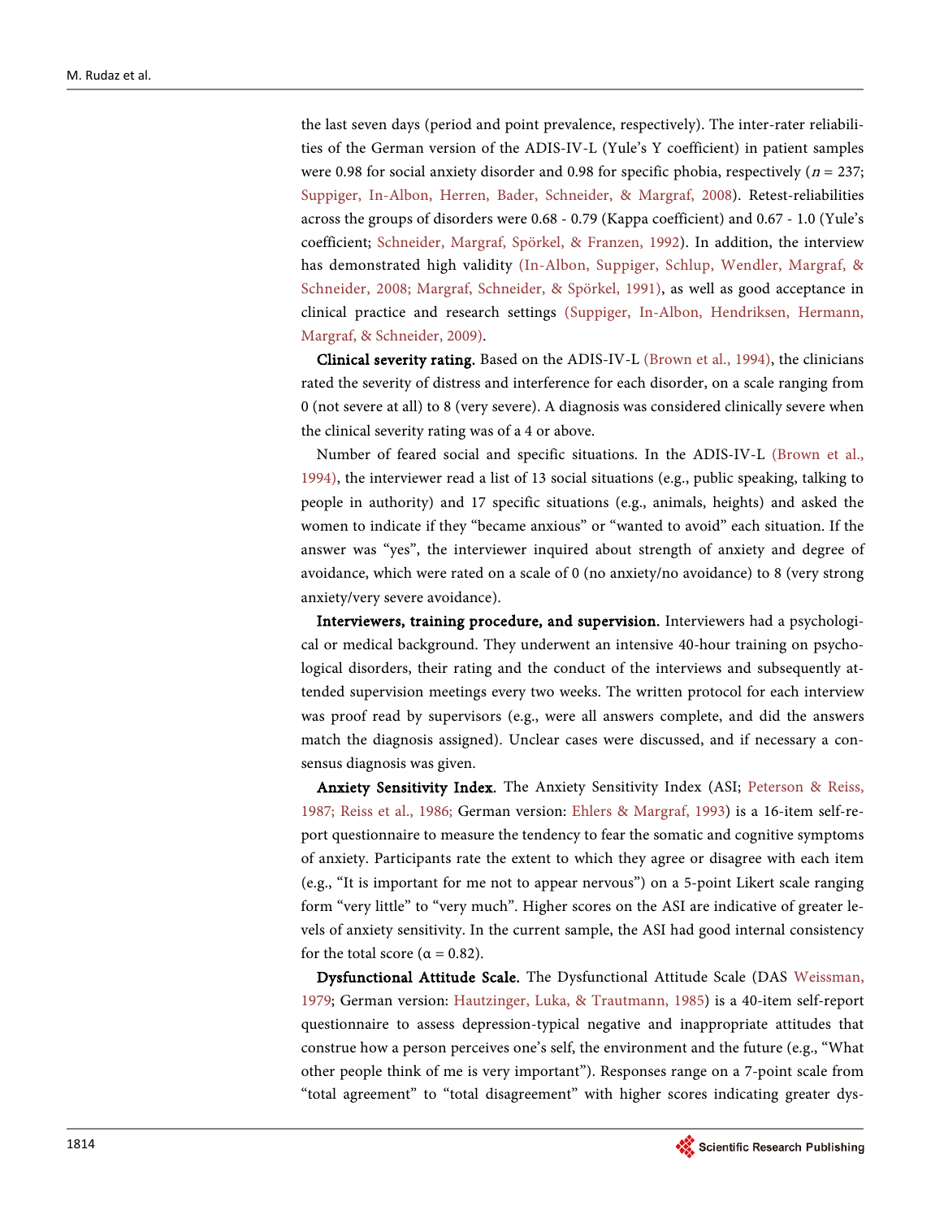the last seven days (period and point prevalence, respectively). The inter-rater reliabilities of the German version of the ADIS-IV-L (Yule's Y coefficient) in patient samples were 0.98 for social anxiety disorder and 0.98 for specific phobia, respectively ($n = 237$; Suppiger, In-Albon, Herren, Bader, Schneider, & Margraf, 2008). Retest-reliabilities across the groups of disorders were 0.68 - 0.79 (Kappa coefficient) and 0.67 - 1.0 (Yule's coefficient; Schneider, Margraf, Spörkel, & Franzen, 1992). In addition, the interview has demonstrated high validity (In-Albon, Suppiger, Schlup, Wendler, Margraf, & Schneider, 2008; Margraf, Schneider, & Spörkel, 1991), as well as good acceptance in clinical practice and research settings (Suppiger, In-Albon, Hendriksen, Hermann, Margraf, & Schneider, 2009).

**Clinical severity rating.** Based on the ADIS-IV-L (Brown et al., 1994), the clinicians rated the severity of distress and interference for each disorder, on a scale ranging from 0 (not severe at all) to 8 (very severe). A diagnosis was considered clinically severe when the clinical severity rating was of a 4 or above.

Number of feared social and specific situations. In the ADIS-IV-L (Brown et al., 1994), the interviewer read a list of 13 social situations (e.g., public speaking, talking to people in authority) and 17 specific situations (e.g., animals, heights) and asked the women to indicate if they "became anxious" or "wanted to avoid" each situation. If the answer was "yes", the interviewer inquired about strength of anxiety and degree of avoidance, which were rated on a scale of 0 (no anxiety/no avoidance) to 8 (very strong anxiety/very severe avoidance).

**Interviewers, training procedure, and supervision.** Interviewers had a psychological or medical background. They underwent an intensive 40-hour training on psychological disorders, their rating and the conduct of the interviews and subsequently attended supervision meetings every two weeks. The written protocol for each interview was proof read by supervisors (e.g., were all answers complete, and did the answers match the diagnosis assigned). Unclear cases were discussed, and if necessary a consensus diagnosis was given.

**Anxiety Sensitivity Index.** The Anxiety Sensitivity Index (ASI; Peterson & Reiss, 1987; Reiss et al., 1986; German version: Ehlers & Margraf, 1993) is a 16-item self-report questionnaire to measure the tendency to fear the somatic and cognitive symptoms of anxiety. Participants rate the extent to which they agree or disagree with each item (e.g., "It is important for me not to appear nervous") on a 5-point Likert scale ranging form "very little" to "very much". Higher scores on the ASI are indicative of greater levels of anxiety sensitivity. In the current sample, the ASI had good internal consistency for the total score ($\alpha = 0.82$).

**Dysfunctional Attitude Scale.** The Dysfunctional Attitude Scale (DAS Weissman, 1979; German version: Hautzinger, Luka, & Trautmann, 1985) is a 40-item self-report questionnaire to assess depression-typical negative and inappropriate attitudes that construe how a person perceives one's self, the environment and the future (e.g., "What other people think of me is very important"). Responses range on a 7-point scale from "total agreement" to "total disagreement" with higher scores indicating greater dys-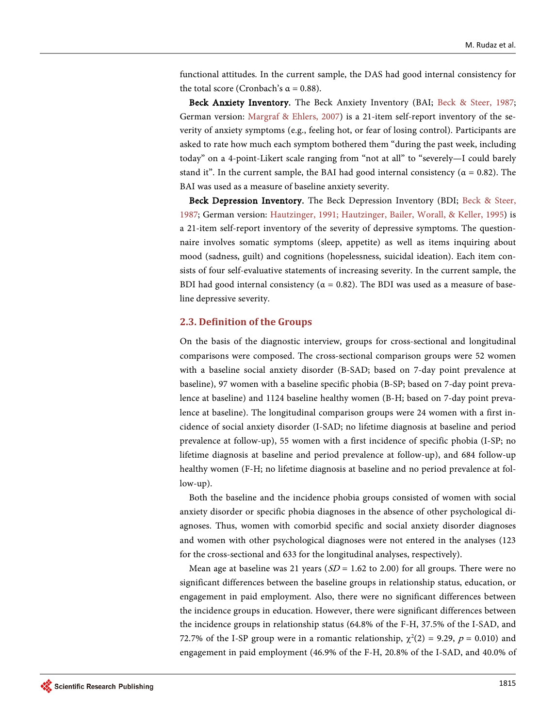functional attitudes. In the current sample, the DAS had good internal consistency for the total score (Cronbach's α = 0.88).

**Beck Anxiety Inventory.** The Beck Anxiety Inventory (BAI; Beck & Steer, 1987; German version: Margraf & Ehlers, 2007) is a 21-item self-report inventory of the severity of anxiety symptoms (e.g., feeling hot, or fear of losing control). Participants are asked to rate how much each symptom bothered them "during the past week, including today" on a 4-point-Likert scale ranging from "not at all" to "severely—I could barely stand it". In the current sample, the BAI had good internal consistency (α = 0.82). The BAI was used as a measure of baseline anxiety severity.

**Beck Depression Inventory.** The Beck Depression Inventory (BDI; Beck & Steer, 1987; German version: Hautzinger, 1991; Hautzinger, Bailer, Worall, & Keller, 1995) is a 21-item self-report inventory of the severity of depressive symptoms. The questionnaire involves somatic symptoms (sleep, appetite) as well as items inquiring about mood (sadness, guilt) and cognitions (hopelessness, suicidal ideation). Each item consists of four self-evaluative statements of increasing severity. In the current sample, the BDI had good internal consistency (α = 0.82). The BDI was used as a measure of baseline depressive severity.

## 2.3. Definition of the Groups

On the basis of the diagnostic interview, groups for cross-sectional and longitudinal comparisons were composed. The cross-sectional comparison groups were 52 women with a baseline social anxiety disorder (B-SAD; based on 7-day point prevalence at baseline), 97 women with a baseline specific phobia (B-SP; based on 7-day point prevalence at baseline) and 1124 baseline healthy women (B-H; based on 7-day point prevalence at baseline). The longitudinal comparison groups were 24 women with a first incidence of social anxiety disorder (I-SAD; no lifetime diagnosis at baseline and period prevalence at follow-up), 55 women with a first incidence of specific phobia (I-SP; no lifetime diagnosis at baseline and period prevalence at follow-up), and 684 follow-up healthy women (F-H; no lifetime diagnosis at baseline and no period prevalence at follow-up).

Both the baseline and the incidence phobia groups consisted of women with social anxiety disorder or specific phobia diagnoses in the absence of other psychological diagnoses. Thus, women with comorbid specific and social anxiety disorder diagnoses and women with other psychological diagnoses were not entered in the analyses (123 for the cross-sectional and 633 for the longitudinal analyses, respectively).

Mean age at baseline was 21 years (*SD* = 1.62 to 2.00) for all groups. There were no significant differences between the baseline groups in relationship status, education, or engagement in paid employment. Also, there were no significant differences between the incidence groups in education. However, there were significant differences between the incidence groups in relationship status (64.8% of the F-H, 37.5% of the I-SAD, and 72.7% of the I-SP group were in a romantic relationship, $\chi^2(2) = 9.29$, $p = 0.010$) and engagement in paid employment (46.9% of the F-H, 20.8% of the I-SAD, and 40.0% of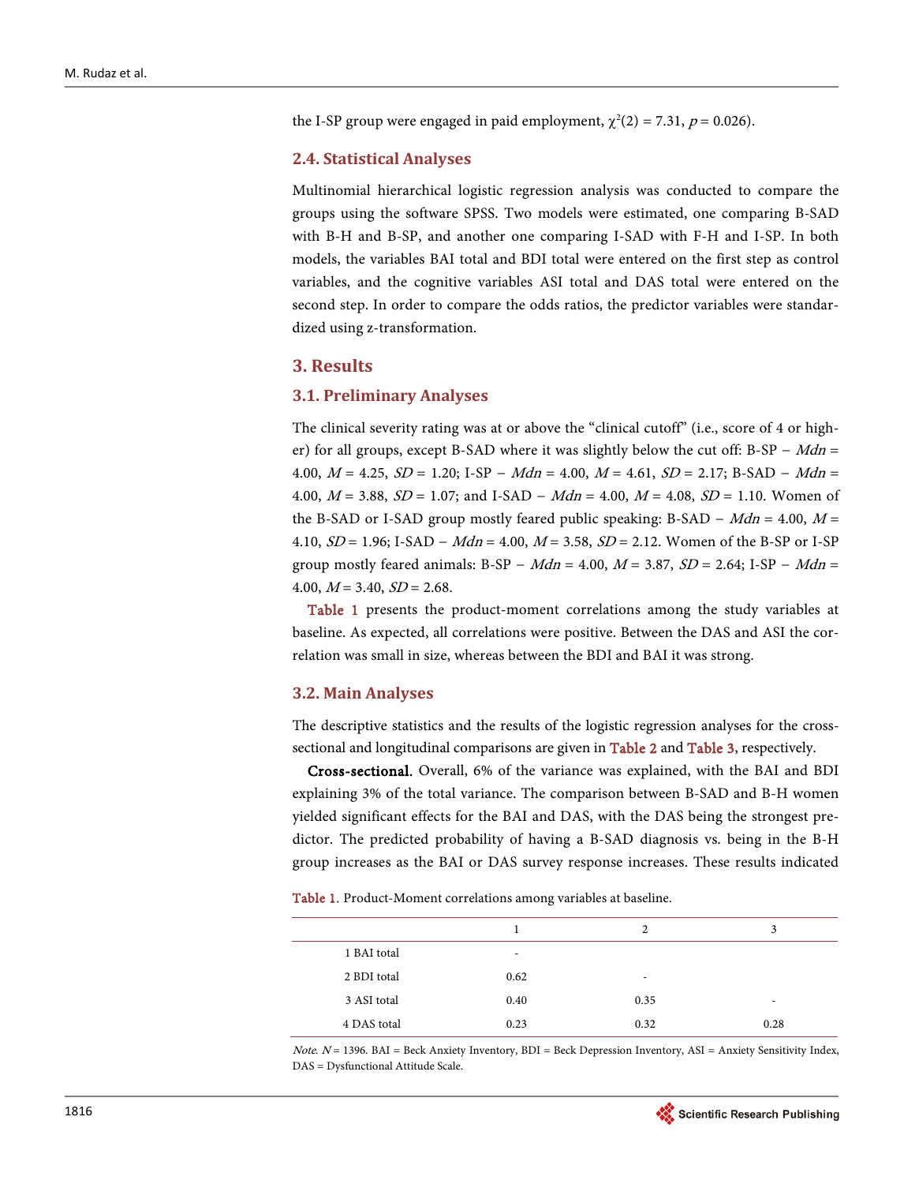the I-SP group were engaged in paid employment, $\chi^2(2) = 7.31$, $p = 0.026$).

### 2.4. Statistical Analyses

Multinomial hierarchical logistic regression analysis was conducted to compare the groups using the software SPSS. Two models were estimated, one comparing B-SAD with B-H and B-SP, and another one comparing I-SAD with F-H and I-SP. In both models, the variables BAI total and BDI total were entered on the first step as control variables, and the cognitive variables ASI total and DAS total were entered on the second step. In order to compare the odds ratios, the predictor variables were standardized using z-transformation.

## 3. Results

### 3.1. Preliminary Analyses

The clinical severity rating was at or above the "clinical cutoff" (i.e., score of 4 or higher) for all groups, except B-SAD where it was slightly below the cut off: B-SP − *Mdn* = 4.00, *M* = 4.25, *SD* = 1.20; I-SP − *Mdn* = 4.00, *M* = 4.61, *SD* = 2.17; B-SAD − *Mdn* = 4.00, *M* = 3.88, *SD* = 1.07; and I-SAD − *Mdn* = 4.00, *M* = 4.08, *SD* = 1.10. Women of the B-SAD or I-SAD group mostly feared public speaking: B-SAD − *Mdn* = 4.00, *M* = 4.10, *SD* = 1.96; I-SAD − *Mdn* = 4.00, *M* = 3.58, *SD* = 2.12. Women of the B-SP or I-SP group mostly feared animals: B-SP − *Mdn* = 4.00, *M* = 3.87, *SD* = 2.64; I-SP − *Mdn* = 4.00, *M* = 3.40, *SD* = 2.68.

Table 1 presents the product-moment correlations among the study variables at baseline. As expected, all correlations were positive. Between the DAS and ASI the correlation was small in size, whereas between the BDI and BAI it was strong.

### 3.2. Main Analyses

The descriptive statistics and the results of the logistic regression analyses for the cross-sectional and longitudinal comparisons are given in Table 2 and Table 3, respectively.

**Cross-sectional.** Overall, 6% of the variance was explained, with the BAI and BDI explaining 3% of the total variance. The comparison between B-SAD and B-H women yielded significant effects for the BAI and DAS, with the DAS being the strongest predictor. The predicted probability of having a B-SAD diagnosis vs. being in the B-H group increases as the BAI or DAS survey response increases. These results indicated

Table 1. Product-Moment correlations among variables at baseline.

| | 1 | 2 | 3 |
|---|---|---|---|
| 1 BAI total | - | | |
| 2 BDI total | 0.62 | - | |
| 3 ASI total | 0.40 | 0.35 | - |
| 4 DAS total | 0.23 | 0.32 | 0.28 |

*Note.* *N* = 1396. BAI = Beck Anxiety Inventory, BDI = Beck Depression Inventory, ASI = Anxiety Sensitivity Index, DAS = Dysfunctional Attitude Scale.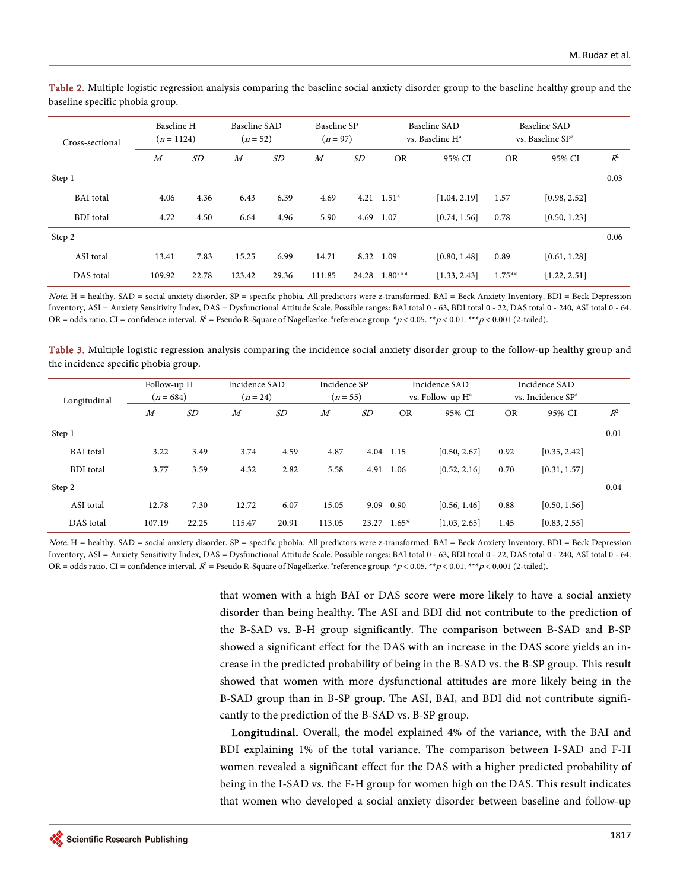Table 2. Multiple logistic regression analysis comparing the baseline social anxiety disorder group to the baseline healthy group and the baseline specific phobia group.

| Cross-sectional | Baseline H ($n = 1124$) | | Baseline SAD ($n = 52$) | | Baseline SP ($n = 97$) | | Baseline SAD vs. Baseline H[a] | | Baseline SAD vs. Baseline SP[a] | | |
|---|---|---|---|---|---|---|---|---|---|---|---|
| | *M* | *SD* | *M* | *SD* | *M* | *SD* | OR | 95% CI | OR | 95% CI | $R^2$ |
| Step 1 | | | | | | | | | | | 0.03 |
| BAI total | 4.06 | 4.36 | 6.43 | 6.39 | 4.69 | 4.21 | 1.51* | [1.04, 2.19] | 1.57 | [0.98, 2.52] | |
| BDI total | 4.72 | 4.50 | 6.64 | 4.96 | 5.90 | 4.69 | 1.07 | [0.74, 1.56] | 0.78 | [0.50, 1.23] | |
| Step 2 | | | | | | | | | | | 0.06 |
| ASI total | 13.41 | 7.83 | 15.25 | 6.99 | 14.71 | 8.32 | 1.09 | [0.80, 1.48] | 0.89 | [0.61, 1.28] | |
| DAS total | 109.92 | 22.78 | 123.42 | 29.36 | 111.85 | 24.28 | 1.80*** | [1.33, 2.43] | 1.75** | [1.22, 2.51] | |

*Note*. H = healthy. SAD = social anxiety disorder. SP = specific phobia. All predictors were z-transformed. BAI = Beck Anxiety Inventory, BDI = Beck Depression Inventory, ASI = Anxiety Sensitivity Index, DAS = Dysfunctional Attitude Scale. Possible ranges: BAI total 0 - 63, BDI total 0 - 22, DAS total 0 - 240, ASI total 0 - 64. OR = odds ratio. CI = confidence interval. $R^2$ = Pseudo R-Square of Nagelkerke. [a]reference group. *$p < 0.05$. **$p < 0.01$. ***$p < 0.001$ (2-tailed).

Table 3. Multiple logistic regression analysis comparing the incidence social anxiety disorder group to the follow-up healthy group and the incidence specific phobia group.

| Longitudinal | Follow-up H ($n = 684$) | | Incidence SAD ($n = 24$) | | Incidence SP ($n = 55$) | | Incidence SAD vs. Follow-up H[a] | | Incidence SAD vs. Incidence SP[a] | | |
|---|---|---|---|---|---|---|---|---|---|---|---|
| | *M* | *SD* | *M* | *SD* | *M* | *SD* | OR | 95%-CI | OR | 95%-CI | $R^2$ |
| Step 1 | | | | | | | | | | | 0.01 |
| BAI total | 3.22 | 3.49 | 3.74 | 4.59 | 4.87 | 4.04 | 1.15 | [0.50, 2.67] | 0.92 | [0.35, 2.42] | |
| BDI total | 3.77 | 3.59 | 4.32 | 2.82 | 5.58 | 4.91 | 1.06 | [0.52, 2.16] | 0.70 | [0.31, 1.57] | |
| Step 2 | | | | | | | | | | | 0.04 |
| ASI total | 12.78 | 7.30 | 12.72 | 6.07 | 15.05 | 9.09 | 0.90 | [0.56, 1.46] | 0.88 | [0.50, 1.56] | |
| DAS total | 107.19 | 22.25 | 115.47 | 20.91 | 113.05 | 23.27 | 1.65* | [1.03, 2.65] | 1.45 | [0.83, 2.55] | |

*Note*. H = healthy. SAD = social anxiety disorder. SP = specific phobia. All predictors were z-transformed. BAI = Beck Anxiety Inventory, BDI = Beck Depression Inventory, ASI = Anxiety Sensitivity Index, DAS = Dysfunctional Attitude Scale. Possible ranges: BAI total 0 - 63, BDI total 0 - 22, DAS total 0 - 240, ASI total 0 - 64. OR = odds ratio. CI = confidence interval. $R^2$ = Pseudo R-Square of Nagelkerke. [a]reference group. *$p < 0.05$. **$p < 0.01$. ***$p < 0.001$ (2-tailed).

that women with a high BAI or DAS score were more likely to have a social anxiety disorder than being healthy. The ASI and BDI did not contribute to the prediction of the B-SAD vs. B-H group significantly. The comparison between B-SAD and B-SP showed a significant effect for the DAS with an increase in the DAS score yields an increase in the predicted probability of being in the B-SAD vs. the B-SP group. This result showed that women with more dysfunctional attitudes are more likely being in the B-SAD group than in B-SP group. The ASI, BAI, and BDI did not contribute significantly to the prediction of the B-SAD vs. B-SP group.

**Longitudinal.** Overall, the model explained 4% of the variance, with the BAI and BDI explaining 1% of the total variance. The comparison between I-SAD and F-H women revealed a significant effect for the DAS with a higher predicted probability of being in the I-SAD vs. the F-H group for women high on the DAS. This result indicates that women who developed a social anxiety disorder between baseline and follow-up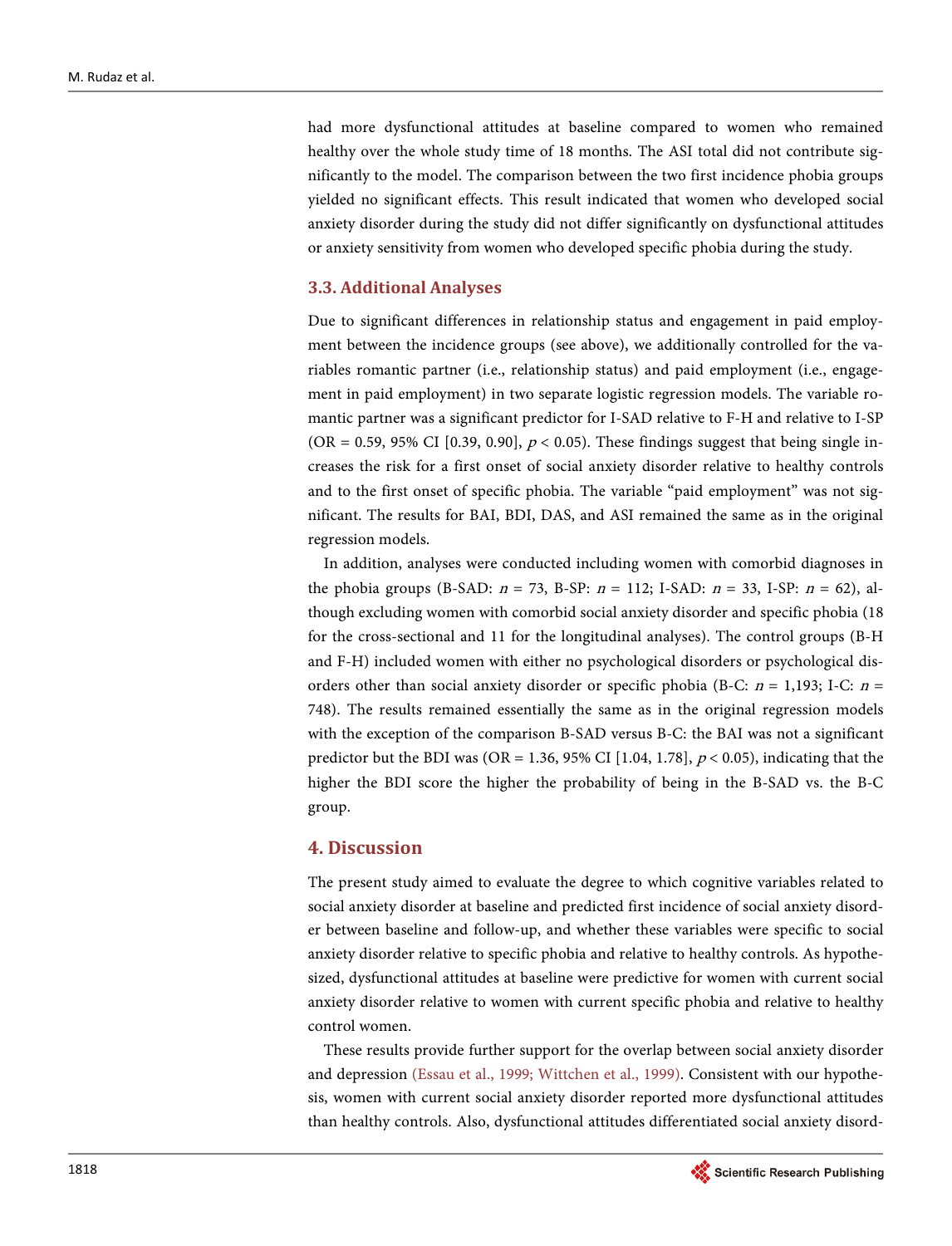had more dysfunctional attitudes at baseline compared to women who remained healthy over the whole study time of 18 months. The ASI total did not contribute significantly to the model. The comparison between the two first incidence phobia groups yielded no significant effects. This result indicated that women who developed social anxiety disorder during the study did not differ significantly on dysfunctional attitudes or anxiety sensitivity from women who developed specific phobia during the study.

### 3.3. Additional Analyses

Due to significant differences in relationship status and engagement in paid employment between the incidence groups (see above), we additionally controlled for the variables romantic partner (i.e., relationship status) and paid employment (i.e., engagement in paid employment) in two separate logistic regression models. The variable romantic partner was a significant predictor for I-SAD relative to F-H and relative to I-SP (OR = 0.59, 95% CI [0.39, 0.90], $p < 0.05$). These findings suggest that being single increases the risk for a first onset of social anxiety disorder relative to healthy controls and to the first onset of specific phobia. The variable "paid employment" was not significant. The results for BAI, BDI, DAS, and ASI remained the same as in the original regression models.

In addition, analyses were conducted including women with comorbid diagnoses in the phobia groups (B-SAD: $n = 73$, B-SP: $n = 112$; I-SAD: $n = 33$, I-SP: $n = 62$), although excluding women with comorbid social anxiety disorder and specific phobia (18 for the cross-sectional and 11 for the longitudinal analyses). The control groups (B-H and F-H) included women with either no psychological disorders or psychological disorders other than social anxiety disorder or specific phobia (B-C: $n = 1,193$; I-C: $n = 748$). The results remained essentially the same as in the original regression models with the exception of the comparison B-SAD versus B-C: the BAI was not a significant predictor but the BDI was (OR = 1.36, 95% CI [1.04, 1.78], $p < 0.05$), indicating that the higher the BDI score the higher the probability of being in the B-SAD vs. the B-C group.

## 4. Discussion

The present study aimed to evaluate the degree to which cognitive variables related to social anxiety disorder at baseline and predicted first incidence of social anxiety disorder between baseline and follow-up, and whether these variables were specific to social anxiety disorder relative to specific phobia and relative to healthy controls. As hypothesized, dysfunctional attitudes at baseline were predictive for women with current social anxiety disorder relative to women with current specific phobia and relative to healthy control women.

These results provide further support for the overlap between social anxiety disorder and depression (Essau et al., 1999; Wittchen et al., 1999). Consistent with our hypothesis, women with current social anxiety disorder reported more dysfunctional attitudes than healthy controls. Also, dysfunctional attitudes differentiated social anxiety disord-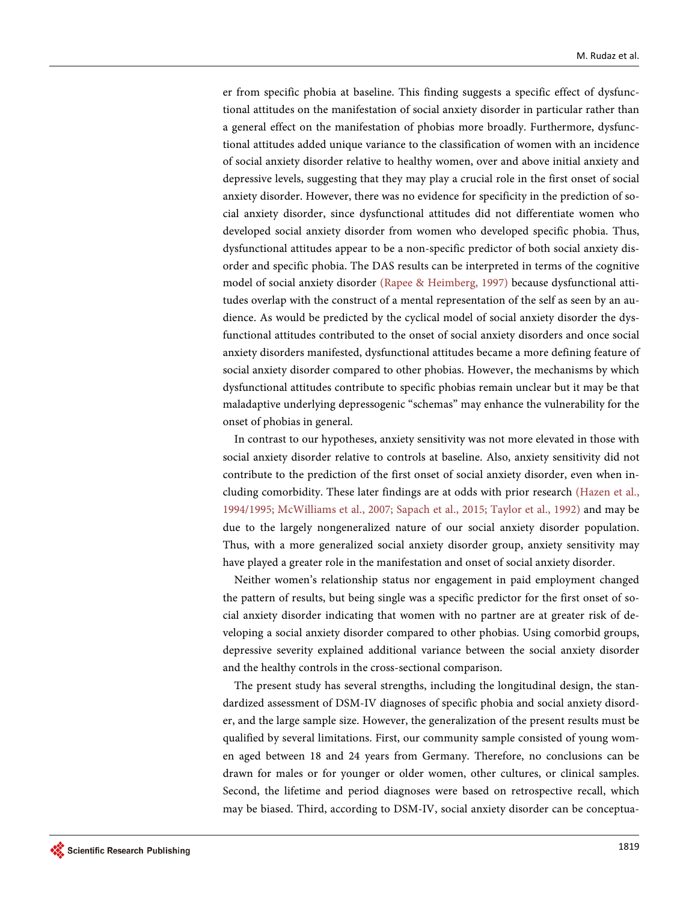er from specific phobia at baseline. This finding suggests a specific effect of dysfunctional attitudes on the manifestation of social anxiety disorder in particular rather than a general effect on the manifestation of phobias more broadly. Furthermore, dysfunctional attitudes added unique variance to the classification of women with an incidence of social anxiety disorder relative to healthy women, over and above initial anxiety and depressive levels, suggesting that they may play a crucial role in the first onset of social anxiety disorder. However, there was no evidence for specificity in the prediction of social anxiety disorder, since dysfunctional attitudes did not differentiate women who developed social anxiety disorder from women who developed specific phobia. Thus, dysfunctional attitudes appear to be a non-specific predictor of both social anxiety disorder and specific phobia. The DAS results can be interpreted in terms of the cognitive model of social anxiety disorder (Rapee & Heimberg, 1997) because dysfunctional attitudes overlap with the construct of a mental representation of the self as seen by an audience. As would be predicted by the cyclical model of social anxiety disorder the dysfunctional attitudes contributed to the onset of social anxiety disorders and once social anxiety disorders manifested, dysfunctional attitudes became a more defining feature of social anxiety disorder compared to other phobias. However, the mechanisms by which dysfunctional attitudes contribute to specific phobias remain unclear but it may be that maladaptive underlying depressogenic "schemas" may enhance the vulnerability for the onset of phobias in general.

In contrast to our hypotheses, anxiety sensitivity was not more elevated in those with social anxiety disorder relative to controls at baseline. Also, anxiety sensitivity did not contribute to the prediction of the first onset of social anxiety disorder, even when including comorbidity. These later findings are at odds with prior research (Hazen et al., 1994/1995; McWilliams et al., 2007; Sapach et al., 2015; Taylor et al., 1992) and may be due to the largely nongeneralized nature of our social anxiety disorder population. Thus, with a more generalized social anxiety disorder group, anxiety sensitivity may have played a greater role in the manifestation and onset of social anxiety disorder.

Neither women's relationship status nor engagement in paid employment changed the pattern of results, but being single was a specific predictor for the first onset of social anxiety disorder indicating that women with no partner are at greater risk of developing a social anxiety disorder compared to other phobias. Using comorbid groups, depressive severity explained additional variance between the social anxiety disorder and the healthy controls in the cross-sectional comparison.

The present study has several strengths, including the longitudinal design, the standardized assessment of DSM-IV diagnoses of specific phobia and social anxiety disorder, and the large sample size. However, the generalization of the present results must be qualified by several limitations. First, our community sample consisted of young women aged between 18 and 24 years from Germany. Therefore, no conclusions can be drawn for males or for younger or older women, other cultures, or clinical samples. Second, the lifetime and period diagnoses were based on retrospective recall, which may be biased. Third, according to DSM-IV, social anxiety disorder can be conceptua-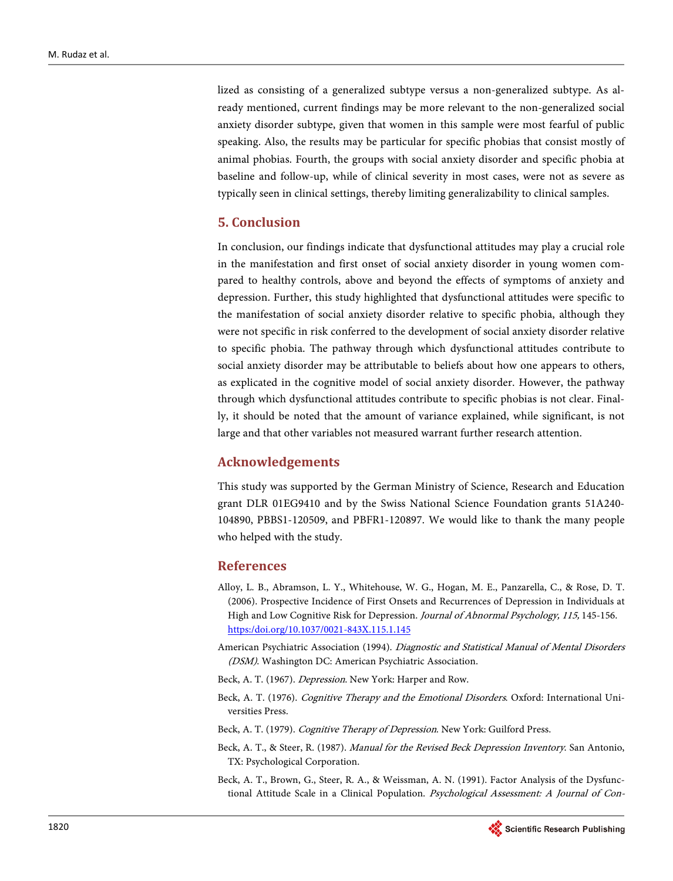lized as consisting of a generalized subtype versus a non-generalized subtype. As already mentioned, current findings may be more relevant to the non-generalized social anxiety disorder subtype, given that women in this sample were most fearful of public speaking. Also, the results may be particular for specific phobias that consist mostly of animal phobias. Fourth, the groups with social anxiety disorder and specific phobia at baseline and follow-up, while of clinical severity in most cases, were not as severe as typically seen in clinical settings, thereby limiting generalizability to clinical samples.

## 5. Conclusion

In conclusion, our findings indicate that dysfunctional attitudes may play a crucial role in the manifestation and first onset of social anxiety disorder in young women compared to healthy controls, above and beyond the effects of symptoms of anxiety and depression. Further, this study highlighted that dysfunctional attitudes were specific to the manifestation of social anxiety disorder relative to specific phobia, although they were not specific in risk conferred to the development of social anxiety disorder relative to specific phobia. The pathway through which dysfunctional attitudes contribute to social anxiety disorder may be attributable to beliefs about how one appears to others, as explicated in the cognitive model of social anxiety disorder. However, the pathway through which dysfunctional attitudes contribute to specific phobias is not clear. Finally, it should be noted that the amount of variance explained, while significant, is not large and that other variables not measured warrant further research attention.

## Acknowledgements

This study was supported by the German Ministry of Science, Research and Education grant DLR 01EG9410 and by the Swiss National Science Foundation grants 51A240-104890, PBBS1-120509, and PBFR1-120897. We would like to thank the many people who helped with the study.

## References

Alloy, L. B., Abramson, L. Y., Whitehouse, W. G., Hogan, M. E., Panzarella, C., & Rose, D. T. (2006). Prospective Incidence of First Onsets and Recurrences of Depression in Individuals at High and Low Cognitive Risk for Depression. *Journal of Abnormal Psychology, 115,* 145-156. https://doi.org/10.1037/0021-843X.115.1.145

American Psychiatric Association (1994). *Diagnostic and Statistical Manual of Mental Disorders (DSM)*. Washington DC: American Psychiatric Association.

Beck, A. T. (1967). *Depression*. New York: Harper and Row.

Beck, A. T. (1976). *Cognitive Therapy and the Emotional Disorders*. Oxford: International Universities Press.

Beck, A. T. (1979). *Cognitive Therapy of Depression*. New York: Guilford Press.

Beck, A. T., & Steer, R. (1987). *Manual for the Revised Beck Depression Inventory*. San Antonio, TX: Psychological Corporation.

Beck, A. T., Brown, G., Steer, R. A., & Weissman, A. N. (1991). Factor Analysis of the Dysfunctional Attitude Scale in a Clinical Population. *Psychological Assessment: A Journal of Con-*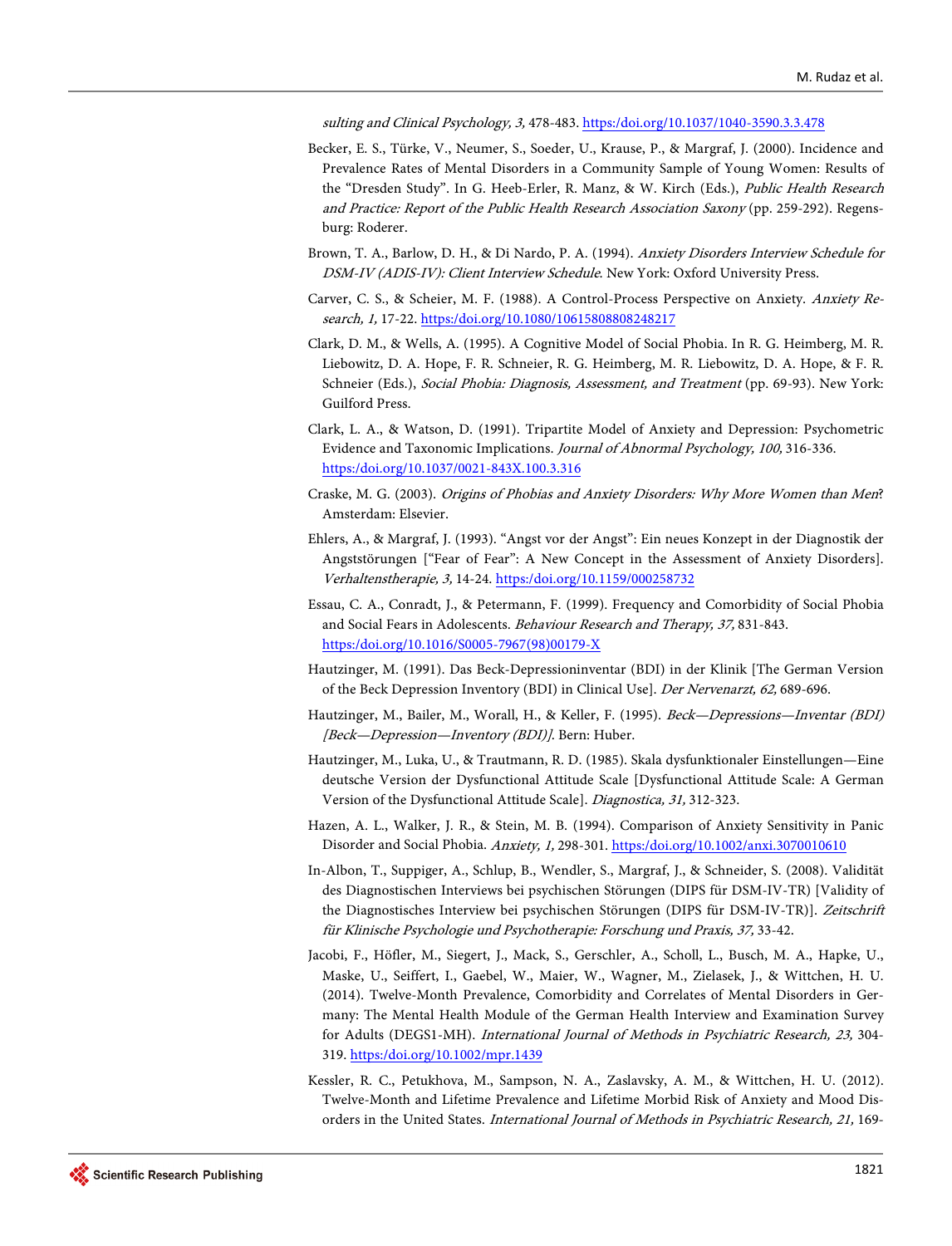*sulting and Clinical Psychology, 3,* 478-483. https://doi.org/10.1037/1040-3590.3.3.478

Becker, E. S., Türke, V., Neumer, S., Soeder, U., Krause, P., & Margraf, J. (2000). Incidence and Prevalence Rates of Mental Disorders in a Community Sample of Young Women: Results of the "Dresden Study". In G. Heeb-Erler, R. Manz, & W. Kirch (Eds.), *Public Health Research and Practice: Report of the Public Health Research Association Saxony* (pp. 259-292). Regensburg: Roderer.

Brown, T. A., Barlow, D. H., & Di Nardo, P. A. (1994). *Anxiety Disorders Interview Schedule for DSM-IV (ADIS-IV): Client Interview Schedule*. New York: Oxford University Press.

Carver, C. S., & Scheier, M. F. (1988). A Control-Process Perspective on Anxiety. *Anxiety Research, 1,* 17-22. https://doi.org/10.1080/10615808808248217

Clark, D. M., & Wells, A. (1995). A Cognitive Model of Social Phobia. In R. G. Heimberg, M. R. Liebowitz, D. A. Hope, F. R. Schneier, R. G. Heimberg, M. R. Liebowitz, D. A. Hope, & F. R. Schneier (Eds.), *Social Phobia: Diagnosis, Assessment, and Treatment* (pp. 69-93). New York: Guilford Press.

Clark, L. A., & Watson, D. (1991). Tripartite Model of Anxiety and Depression: Psychometric Evidence and Taxonomic Implications. *Journal of Abnormal Psychology, 100,* 316-336. https://doi.org/10.1037/0021-843X.100.3.316

Craske, M. G. (2003). *Origins of Phobias and Anxiety Disorders: Why More Women than Men*? Amsterdam: Elsevier.

Ehlers, A., & Margraf, J. (1993). "Angst vor der Angst": Ein neues Konzept in der Diagnostik der Angststörungen ["Fear of Fear": A New Concept in the Assessment of Anxiety Disorders]. *Verhaltenstherapie, 3,* 14-24. https://doi.org/10.1159/000258732

Essau, C. A., Conradt, J., & Petermann, F. (1999). Frequency and Comorbidity of Social Phobia and Social Fears in Adolescents. *Behaviour Research and Therapy, 37,* 831-843. https://doi.org/10.1016/S0005-7967(98)00179-X

Hautzinger, M. (1991). Das Beck-Depressioninventar (BDI) in der Klinik [The German Version of the Beck Depression Inventory (BDI) in Clinical Use]. *Der Nervenarzt, 62,* 689-696.

Hautzinger, M., Bailer, M., Worall, H., & Keller, F. (1995). *Beck—Depressions—Inventar (BDI) [Beck—Depression—Inventory (BDI)]*. Bern: Huber.

Hautzinger, M., Luka, U., & Trautmann, R. D. (1985). Skala dysfunktionaler Einstellungen—Eine deutsche Version der Dysfunctional Attitude Scale [Dysfunctional Attitude Scale: A German Version of the Dysfunctional Attitude Scale]. *Diagnostica, 31,* 312-323.

Hazen, A. L., Walker, J. R., & Stein, M. B. (1994). Comparison of Anxiety Sensitivity in Panic Disorder and Social Phobia. *Anxiety, 1,* 298-301. https://doi.org/10.1002/anxi.3070010610

In-Albon, T., Suppiger, A., Schlup, B., Wendler, S., Margraf, J., & Schneider, S. (2008). Validität des Diagnostischen Interviews bei psychischen Störungen (DIPS für DSM-IV-TR) [Validity of the Diagnostisches Interview bei psychischen Störungen (DIPS für DSM-IV-TR)]. *Zeitschrift für Klinische Psychologie und Psychotherapie: Forschung und Praxis, 37,* 33-42.

Jacobi, F., Höfler, M., Siegert, J., Mack, S., Gerschler, A., Scholl, L., Busch, M. A., Hapke, U., Maske, U., Seiffert, I., Gaebel, W., Maier, W., Wagner, M., Zielasek, J., & Wittchen, H. U. (2014). Twelve-Month Prevalence, Comorbidity and Correlates of Mental Disorders in Germany: The Mental Health Module of the German Health Interview and Examination Survey for Adults (DEGS1-MH). *International Journal of Methods in Psychiatric Research, 23,* 304-319. https://doi.org/10.1002/mpr.1439

Kessler, R. C., Petukhova, M., Sampson, N. A., Zaslavsky, A. M., & Wittchen, H. U. (2012). Twelve-Month and Lifetime Prevalence and Lifetime Morbid Risk of Anxiety and Mood Disorders in the United States. *International Journal of Methods in Psychiatric Research, 21,* 169-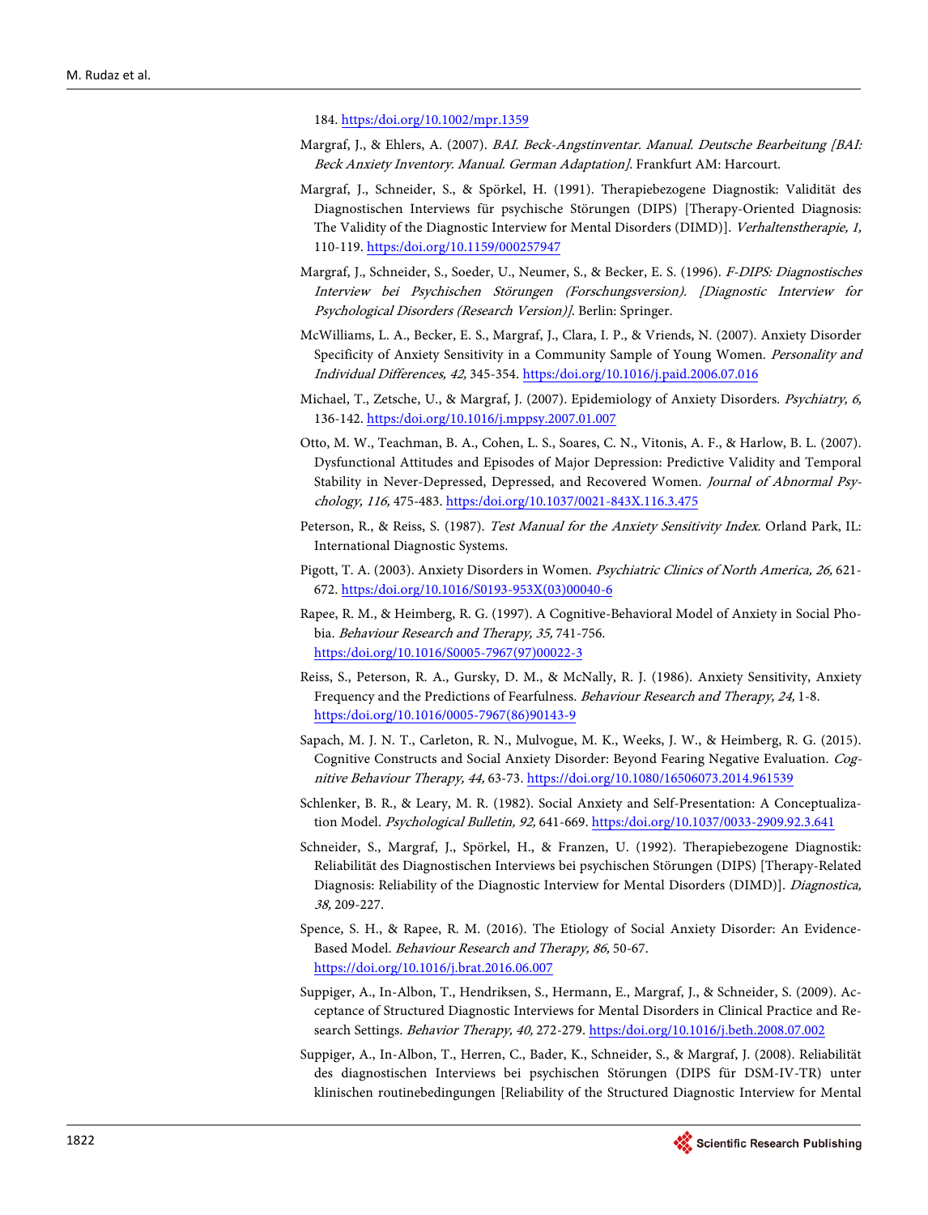184. https://doi.org/10.1002/mpr.1359

Margraf, J., & Ehlers, A. (2007). *BAI. Beck-Angstinventar. Manual. Deutsche Bearbeitung [BAI: Beck Anxiety Inventory. Manual. German Adaptation]*. Frankfurt AM: Harcourt.

Margraf, J., Schneider, S., & Spörkel, H. (1991). Therapiebezogene Diagnostik: Validität des Diagnostischen Interviews für psychische Störungen (DIPS) [Therapy-Oriented Diagnosis: The Validity of the Diagnostic Interview for Mental Disorders (DIMD)]. *Verhaltenstherapie, 1,* 110-119. https://doi.org/10.1159/000257947

Margraf, J., Schneider, S., Soeder, U., Neumer, S., & Becker, E. S. (1996). *F-DIPS: Diagnostisches Interview bei Psychischen Störungen (Forschungsversion). [Diagnostic Interview for Psychological Disorders (Research Version)]*. Berlin: Springer.

McWilliams, L. A., Becker, E. S., Margraf, J., Clara, I. P., & Vriends, N. (2007). Anxiety Disorder Specificity of Anxiety Sensitivity in a Community Sample of Young Women. *Personality and Individual Differences, 42,* 345-354. https://doi.org/10.1016/j.paid.2006.07.016

Michael, T., Zetsche, U., & Margraf, J. (2007). Epidemiology of Anxiety Disorders. *Psychiatry, 6,* 136-142. https://doi.org/10.1016/j.mppsy.2007.01.007

Otto, M. W., Teachman, B. A., Cohen, L. S., Soares, C. N., Vitonis, A. F., & Harlow, B. L. (2007). Dysfunctional Attitudes and Episodes of Major Depression: Predictive Validity and Temporal Stability in Never-Depressed, Depressed, and Recovered Women. *Journal of Abnormal Psychology, 116,* 475-483. https://doi.org/10.1037/0021-843X.116.3.475

Peterson, R., & Reiss, S. (1987). *Test Manual for the Anxiety Sensitivity Index*. Orland Park, IL: International Diagnostic Systems.

Pigott, T. A. (2003). Anxiety Disorders in Women. *Psychiatric Clinics of North America, 26,* 621-672. https://doi.org/10.1016/S0193-953X(03)00040-6

Rapee, R. M., & Heimberg, R. G. (1997). A Cognitive-Behavioral Model of Anxiety in Social Phobia. *Behaviour Research and Therapy, 35,* 741-756. https://doi.org/10.1016/S0005-7967(97)00022-3

Reiss, S., Peterson, R. A., Gursky, D. M., & McNally, R. J. (1986). Anxiety Sensitivity, Anxiety Frequency and the Predictions of Fearfulness. *Behaviour Research and Therapy, 24,* 1-8. https://doi.org/10.1016/0005-7967(86)90143-9

Sapach, M. J. N. T., Carleton, R. N., Mulvogue, M. K., Weeks, J. W., & Heimberg, R. G. (2015). Cognitive Constructs and Social Anxiety Disorder: Beyond Fearing Negative Evaluation. *Cognitive Behaviour Therapy, 44,* 63-73. https://doi.org/10.1080/16506073.2014.961539

Schlenker, B. R., & Leary, M. R. (1982). Social Anxiety and Self-Presentation: A Conceptualization Model. *Psychological Bulletin, 92,* 641-669. https://doi.org/10.1037/0033-2909.92.3.641

Schneider, S., Margraf, J., Spörkel, H., & Franzen, U. (1992). Therapiebezogene Diagnostik: Reliabilität des Diagnostischen Interviews bei psychischen Störungen (DIPS) [Therapy-Related Diagnosis: Reliability of the Diagnostic Interview for Mental Disorders (DIMD)]. *Diagnostica, 38,* 209-227.

Spence, S. H., & Rapee, R. M. (2016). The Etiology of Social Anxiety Disorder: An Evidence-Based Model. *Behaviour Research and Therapy, 86,* 50-67. https://doi.org/10.1016/j.brat.2016.06.007

Suppiger, A., In-Albon, T., Hendriksen, S., Hermann, E., Margraf, J., & Schneider, S. (2009). Acceptance of Structured Diagnostic Interviews for Mental Disorders in Clinical Practice and Research Settings. *Behavior Therapy, 40,* 272-279. https://doi.org/10.1016/j.beth.2008.07.002

Suppiger, A., In-Albon, T., Herren, C., Bader, K., Schneider, S., & Margraf, J. (2008). Reliabilität des diagnostischen Interviews bei psychischen Störungen (DIPS für DSM-IV-TR) unter klinischen routinebedingungen [Reliability of the Structured Diagnostic Interview for Mental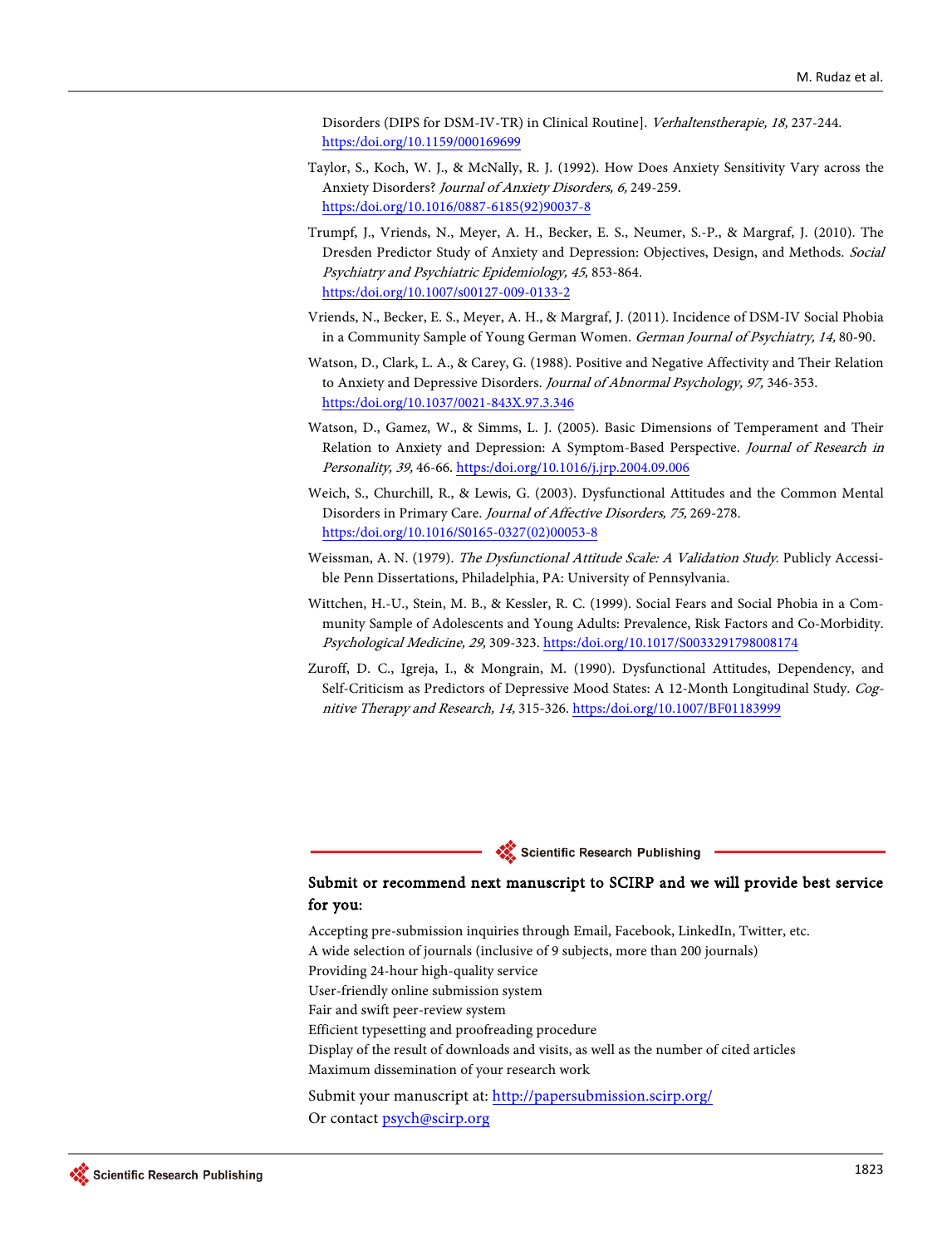Disorders (DIPS for DSM-IV-TR) in Clinical Routine]. *Verhaltenstherapie, 18,* 237-244. https://doi.org/10.1159/000169699

Taylor, S., Koch, W. J., & McNally, R. J. (1992). How Does Anxiety Sensitivity Vary across the Anxiety Disorders? *Journal of Anxiety Disorders, 6,* 249-259. https://doi.org/10.1016/0887-6185(92)90037-8

Trumpf, J., Vriends, N., Meyer, A. H., Becker, E. S., Neumer, S.-P., & Margraf, J. (2010). The Dresden Predictor Study of Anxiety and Depression: Objectives, Design, and Methods. *Social Psychiatry and Psychiatric Epidemiology, 45,* 853-864. https://doi.org/10.1007/s00127-009-0133-2

Vriends, N., Becker, E. S., Meyer, A. H., & Margraf, J. (2011). Incidence of DSM-IV Social Phobia in a Community Sample of Young German Women. *German Journal of Psychiatry, 14,* 80-90.

Watson, D., Clark, L. A., & Carey, G. (1988). Positive and Negative Affectivity and Their Relation to Anxiety and Depressive Disorders. *Journal of Abnormal Psychology, 97,* 346-353. https://doi.org/10.1037/0021-843X.97.3.346

Watson, D., Gamez, W., & Simms, L. J. (2005). Basic Dimensions of Temperament and Their Relation to Anxiety and Depression: A Symptom-Based Perspective. *Journal of Research in Personality, 39,* 46-66. https://doi.org/10.1016/j.jrp.2004.09.006

Weich, S., Churchill, R., & Lewis, G. (2003). Dysfunctional Attitudes and the Common Mental Disorders in Primary Care. *Journal of Affective Disorders, 75,* 269-278. https://doi.org/10.1016/S0165-0327(02)00053-8

Weissman, A. N. (1979). *The Dysfunctional Attitude Scale: A Validation Study.* Publicly Accessible Penn Dissertations, Philadelphia, PA: University of Pennsylvania.

Wittchen, H.-U., Stein, M. B., & Kessler, R. C. (1999). Social Fears and Social Phobia in a Community Sample of Adolescents and Young Adults: Prevalence, Risk Factors and Co-Morbidity. *Psychological Medicine, 29,* 309-323. https://doi.org/10.1017/S0033291798008174

Zuroff, D. C., Igreja, I., & Mongrain, M. (1990). Dysfunctional Attitudes, Dependency, and Self-Criticism as Predictors of Depressive Mood States: A 12-Month Longitudinal Study. *Cognitive Therapy and Research, 14,* 315-326. https://doi.org/10.1007/BF01183999

Scientific Research Publishing

**Submit or recommend next manuscript to SCIRP and we will provide best service for you:**

Accepting pre-submission inquiries through Email, Facebook, LinkedIn, Twitter, etc.
A wide selection of journals (inclusive of 9 subjects, more than 200 journals)
Providing 24-hour high-quality service
User-friendly online submission system
Fair and swift peer-review system
Efficient typesetting and proofreading procedure
Display of the result of downloads and visits, as well as the number of cited articles
Maximum dissemination of your research work

Submit your manuscript at: http://papersubmission.scirp.org/
Or contact psych@scirp.org